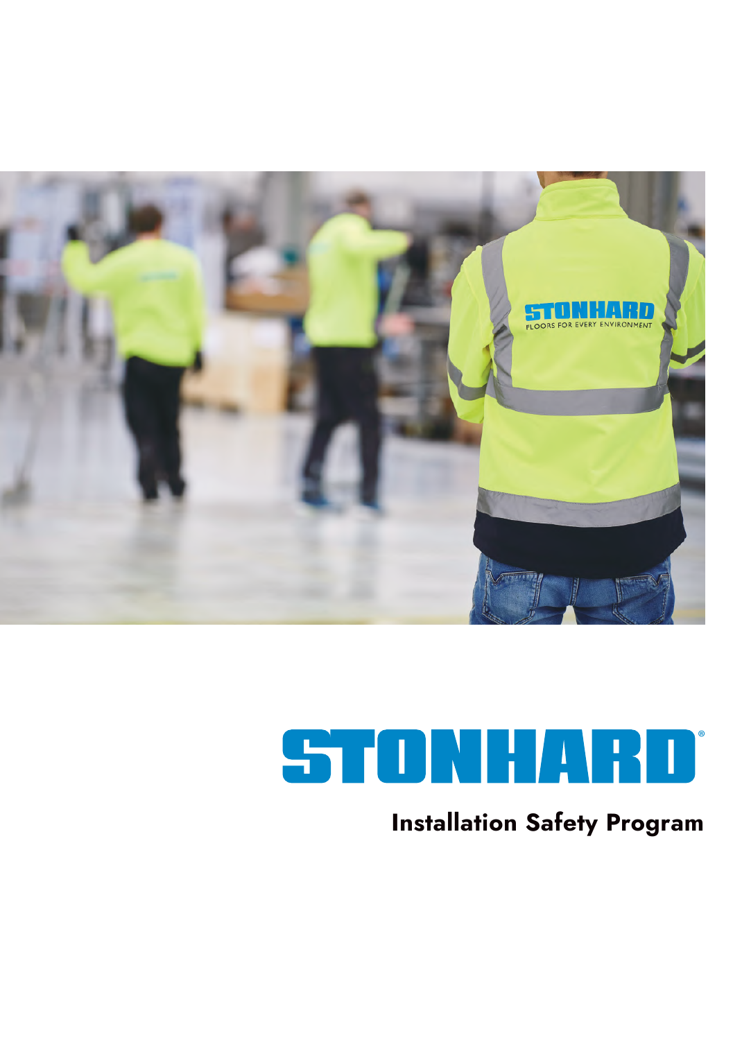# STONHARD®

## Installation Safety Program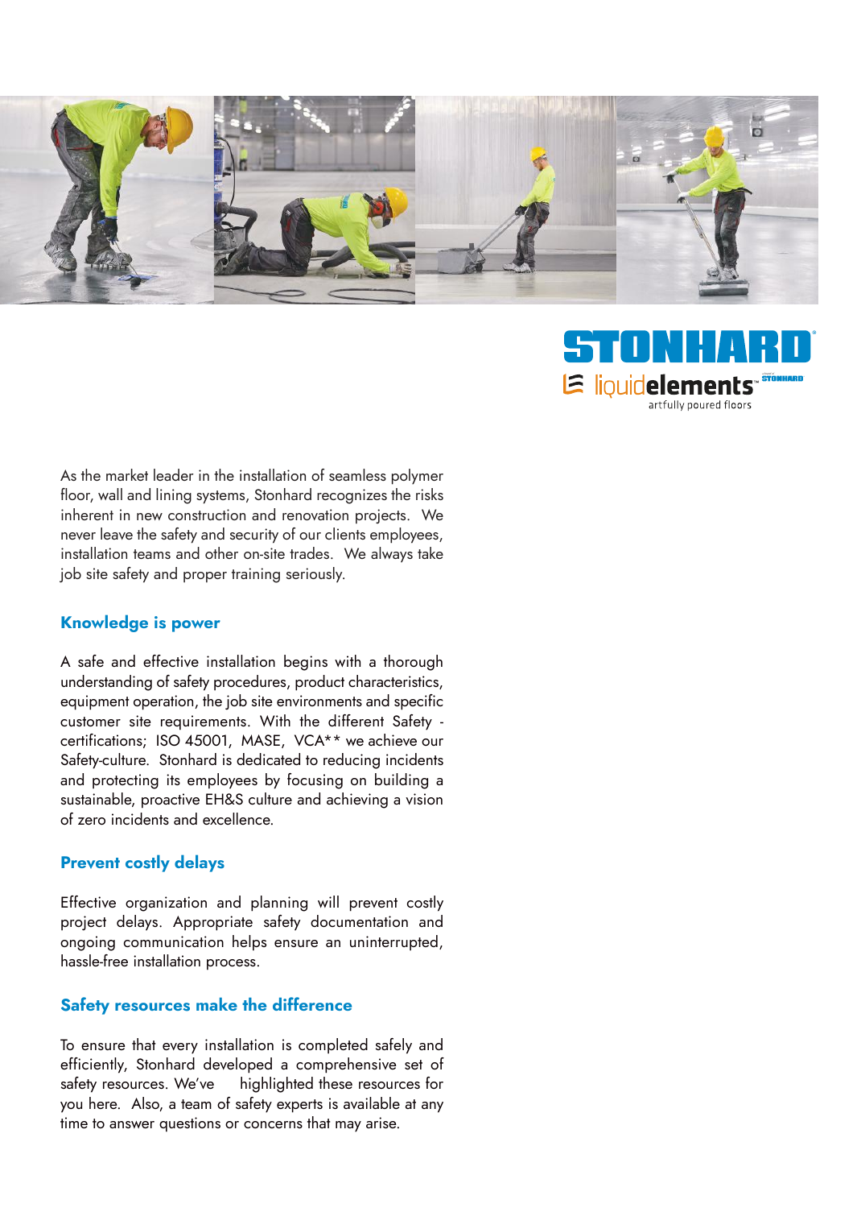As the market leader in the installation of seamless polymer floor, wall and lining systems, Stonhard recognizes the risks inherent in new construction and renovation projects. We never leave the safety and security of our clients employees, installation teams and other on-site trades. We always take job site safety and proper training seriously.

### Knowledge is power

A safe and effective installation begins with a thorough understanding of safety procedures, product characteristics, equipment operation, the job site environments and specific customer site requirements. With the different Safety - certifications; ISO 45001, MASE, VCA** we achieve our Safety-culture. Stonhard is dedicated to reducing incidents and protecting its employees by focusing on building a sustainable, proactive EH&S culture and achieving a vision of zero incidents and excellence.

### Prevent costly delays

Effective organization and planning will prevent costly project delays. Appropriate safety documentation and ongoing communication helps ensure an uninterrupted, hassle-free installation process.

### Safety resources make the difference

To ensure that every installation is completed safely and efficiently, Stonhard developed a comprehensive set of safety resources. We've highlighted these resources for you here. Also, a team of safety experts is available at any time to answer questions or concerns that may arise.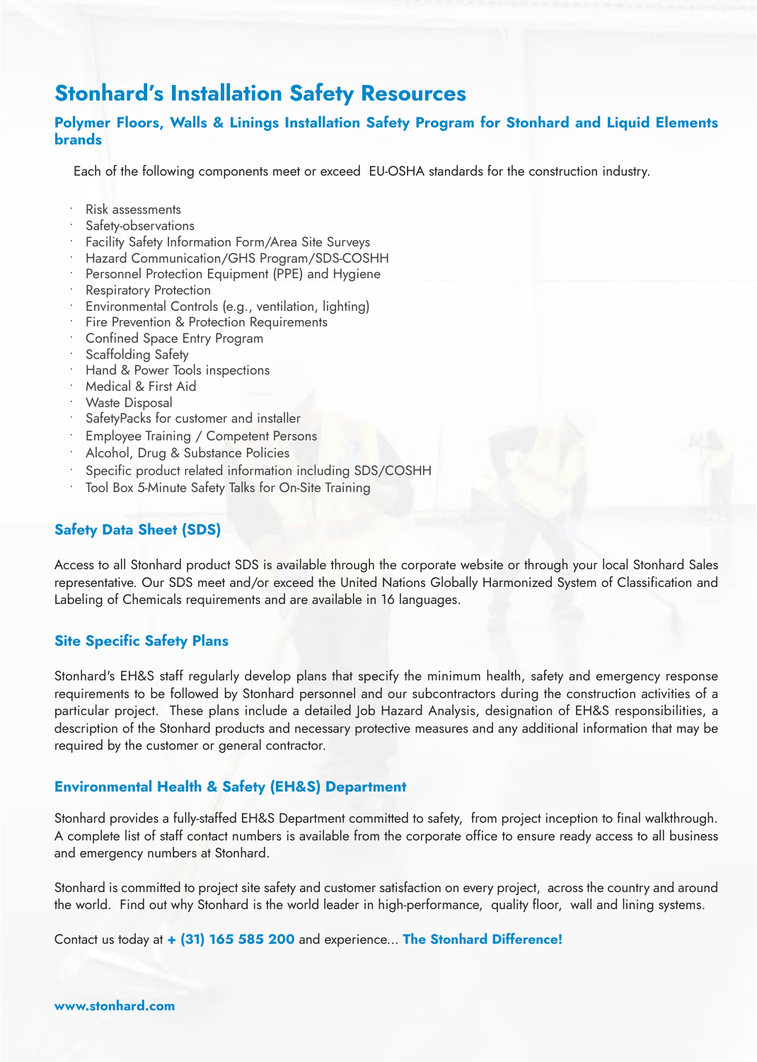# Stonhard's Installation Safety Resources

## Polymer Floors, Walls & Linings Installation Safety Program for Stonhard and Liquid Elements brands

Each of the following components meet or exceed EU-OSHA standards for the construction industry.

- Risk assessments
- Safety-observations
- Facility Safety Information Form/Area Site Surveys
- Hazard Communication/GHS Program/SDS-COSHH
- Personnel Protection Equipment (PPE) and Hygiene
- Respiratory Protection
- Environmental Controls (e.g., ventilation, lighting)
- Fire Prevention & Protection Requirements
- Confined Space Entry Program
- Scaffolding Safety
- Hand & Power Tools inspections
- Medical & First Aid
- Waste Disposal
- SafetyPacks for customer and installer
- Employee Training / Competent Persons
- Alcohol, Drug & Substance Policies
- Specific product related information including SDS/COSHH
- Tool Box 5-Minute Safety Talks for On-Site Training

### Safety Data Sheet (SDS)

Access to all Stonhard product SDS is available through the corporate website or through your local Stonhard Sales representative. Our SDS meet and/or exceed the United Nations Globally Harmonized System of Classification and Labeling of Chemicals requirements and are available in 16 languages.

### Site Specific Safety Plans

Stonhard's EH&S staff regularly develop plans that specify the minimum health, safety and emergency response requirements to be followed by Stonhard personnel and our subcontractors during the construction activities of a particular project. These plans include a detailed Job Hazard Analysis, designation of EH&S responsibilities, a description of the Stonhard products and necessary protective measures and any additional information that may be required by the customer or general contractor.

### Environmental Health & Safety (EH&S) Department

Stonhard provides a fully-staffed EH&S Department committed to safety, from project inception to final walkthrough. A complete list of staff contact numbers is available from the corporate office to ensure ready access to all business and emergency numbers at Stonhard.

Stonhard is committed to project site safety and customer satisfaction on every project, across the country and around the world. Find out why Stonhard is the world leader in high-performance, quality floor, wall and lining systems.

Contact us today at **+ (31) 165 585 200** and experience... **The Stonhard Difference!**

**www.stonhard.com**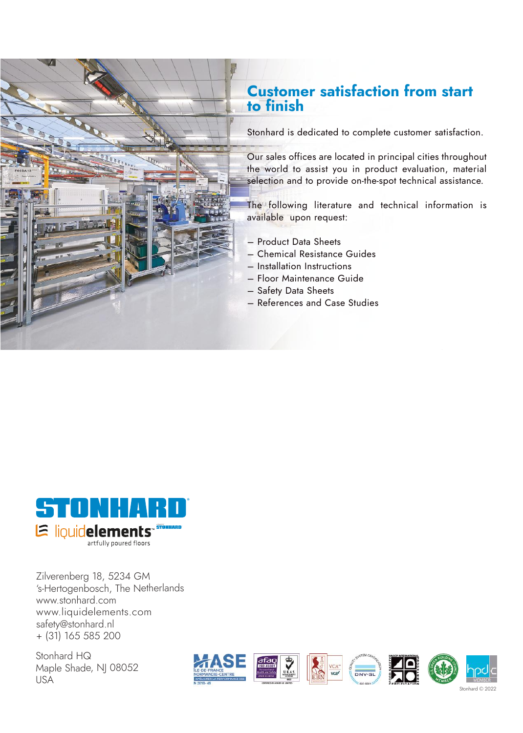## Customer satisfaction from start to finish

Stonhard is dedicated to complete customer satisfaction.

Our sales offices are located in principal cities throughout the world to assist you in product evaluation, material selection and to provide on-the-spot technical assistance.

The following literature and technical information is available upon request:

- Product Data Sheets
- Chemical Resistance Guides
- Installation Instructions
- Floor Maintenance Guide
- Safety Data Sheets
- References and Case Studies

STONHARD

liquidelements™ STONHARD
artfully poured floors

Zilverenberg 18, 5234 GM
's-Hertogenbosch, The Netherlands
www.stonhard.com
www.liquidelements.com
safety@stonhard.nl
+ (31) 165 585 200

Stonhard HQ
Maple Shade, NJ 08052
USA

Stonhard © 2022